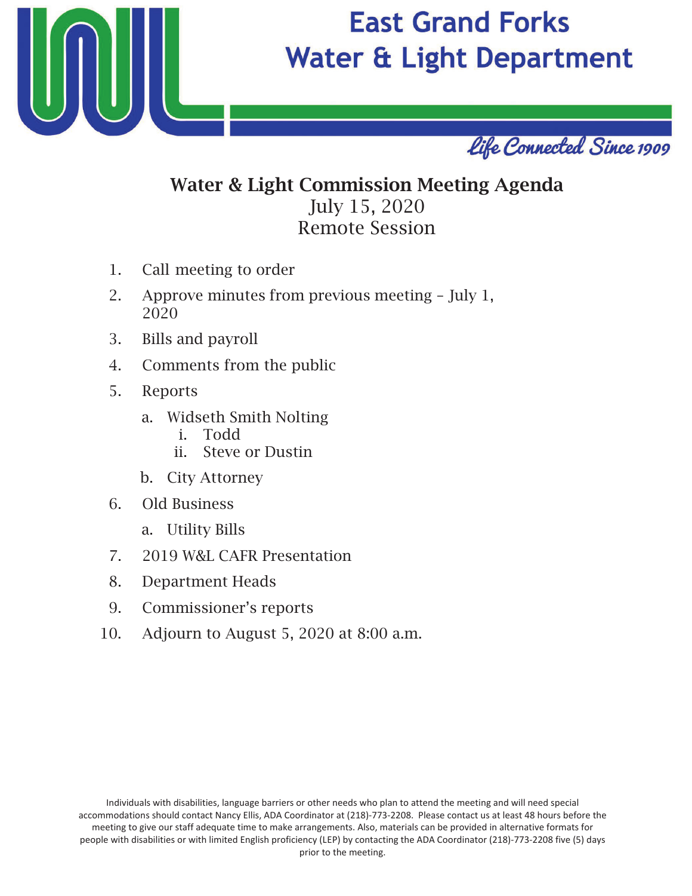# East Grand Forks Water & Light Department

*Life Connected Since 1909*

## Water & Light Commission Meeting Agenda

July 15, 2020
Remote Session

1. Call meeting to order
2. Approve minutes from previous meeting – July 1, 2020
3. Bills and payroll
4. Comments from the public
5. Reports
    a. Widseth Smith Nolting
        i. Todd
        ii. Steve or Dustin
    b. City Attorney
6. Old Business
    a. Utility Bills
7. 2019 W&L CAFR Presentation
8. Department Heads
9. Commissioner's reports
10. Adjourn to August 5, 2020 at 8:00 a.m.

Individuals with disabilities, language barriers or other needs who plan to attend the meeting and will need special accommodations should contact Nancy Ellis, ADA Coordinator at (218)-773-2208. Please contact us at least 48 hours before the meeting to give our staff adequate time to make arrangements. Also, materials can be provided in alternative formats for people with disabilities or with limited English proficiency (LEP) by contacting the ADA Coordinator (218)-773-2208 five (5) days prior to the meeting.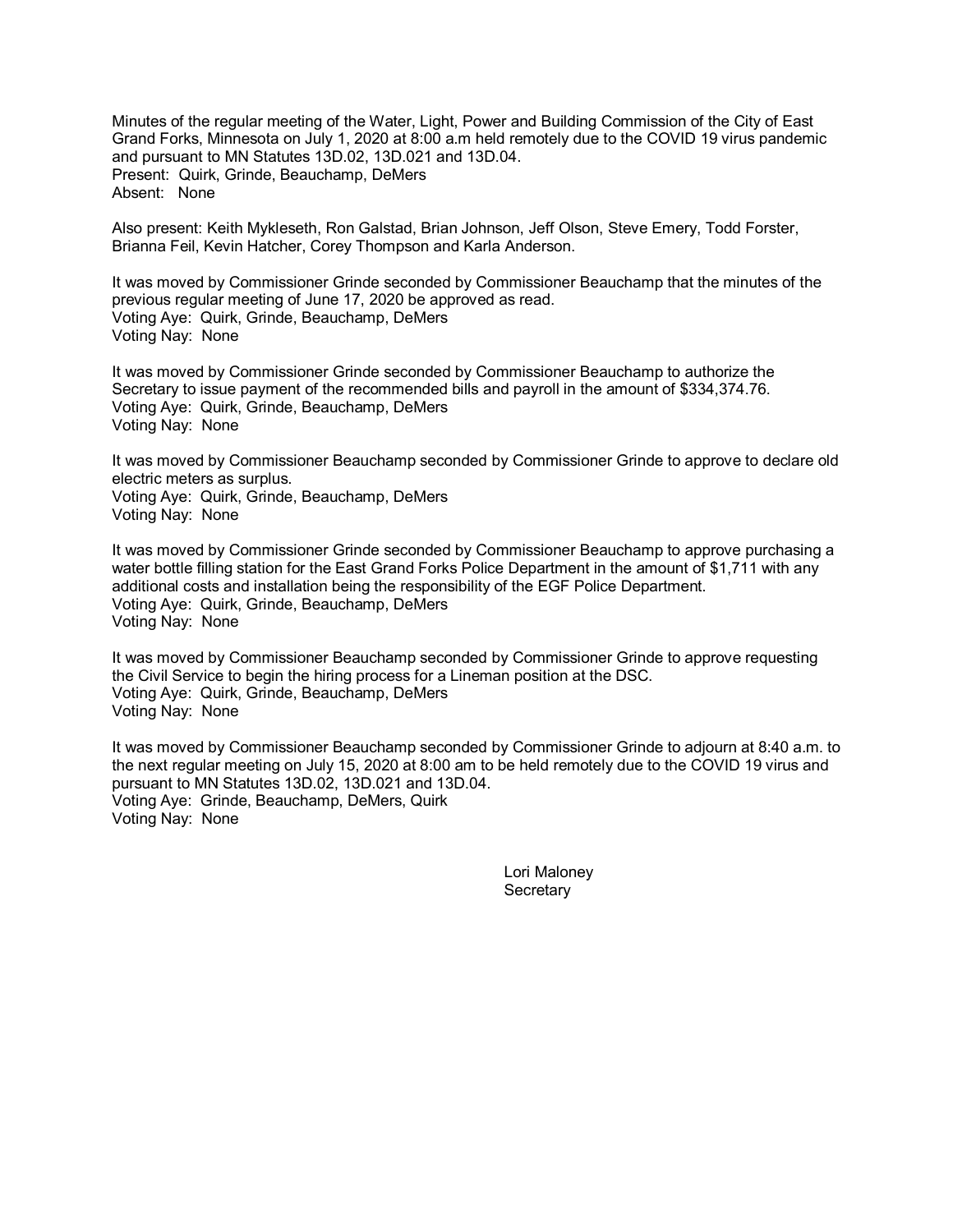Minutes of the regular meeting of the Water, Light, Power and Building Commission of the City of East Grand Forks, Minnesota on July 1, 2020 at 8:00 a.m held remotely due to the COVID 19 virus pandemic and pursuant to MN Statutes 13D.02, 13D.021 and 13D.04.
Present: Quirk, Grinde, Beauchamp, DeMers
Absent: None

Also present: Keith Mykleseth, Ron Galstad, Brian Johnson, Jeff Olson, Steve Emery, Todd Forster, Brianna Feil, Kevin Hatcher, Corey Thompson and Karla Anderson.

It was moved by Commissioner Grinde seconded by Commissioner Beauchamp that the minutes of the previous regular meeting of June 17, 2020 be approved as read.
Voting Aye: Quirk, Grinde, Beauchamp, DeMers
Voting Nay: None

It was moved by Commissioner Grinde seconded by Commissioner Beauchamp to authorize the Secretary to issue payment of the recommended bills and payroll in the amount of $334,374.76.
Voting Aye: Quirk, Grinde, Beauchamp, DeMers
Voting Nay: None

It was moved by Commissioner Beauchamp seconded by Commissioner Grinde to approve to declare old electric meters as surplus.
Voting Aye: Quirk, Grinde, Beauchamp, DeMers
Voting Nay: None

It was moved by Commissioner Grinde seconded by Commissioner Beauchamp to approve purchasing a water bottle filling station for the East Grand Forks Police Department in the amount of $1,711 with any additional costs and installation being the responsibility of the EGF Police Department.
Voting Aye: Quirk, Grinde, Beauchamp, DeMers
Voting Nay: None

It was moved by Commissioner Beauchamp seconded by Commissioner Grinde to approve requesting the Civil Service to begin the hiring process for a Lineman position at the DSC.
Voting Aye: Quirk, Grinde, Beauchamp, DeMers
Voting Nay: None

It was moved by Commissioner Beauchamp seconded by Commissioner Grinde to adjourn at 8:40 a.m. to the next regular meeting on July 15, 2020 at 8:00 am to be held remotely due to the COVID 19 virus and pursuant to MN Statutes 13D.02, 13D.021 and 13D.04.
Voting Aye: Grinde, Beauchamp, DeMers, Quirk
Voting Nay: None

Lori Maloney
Secretary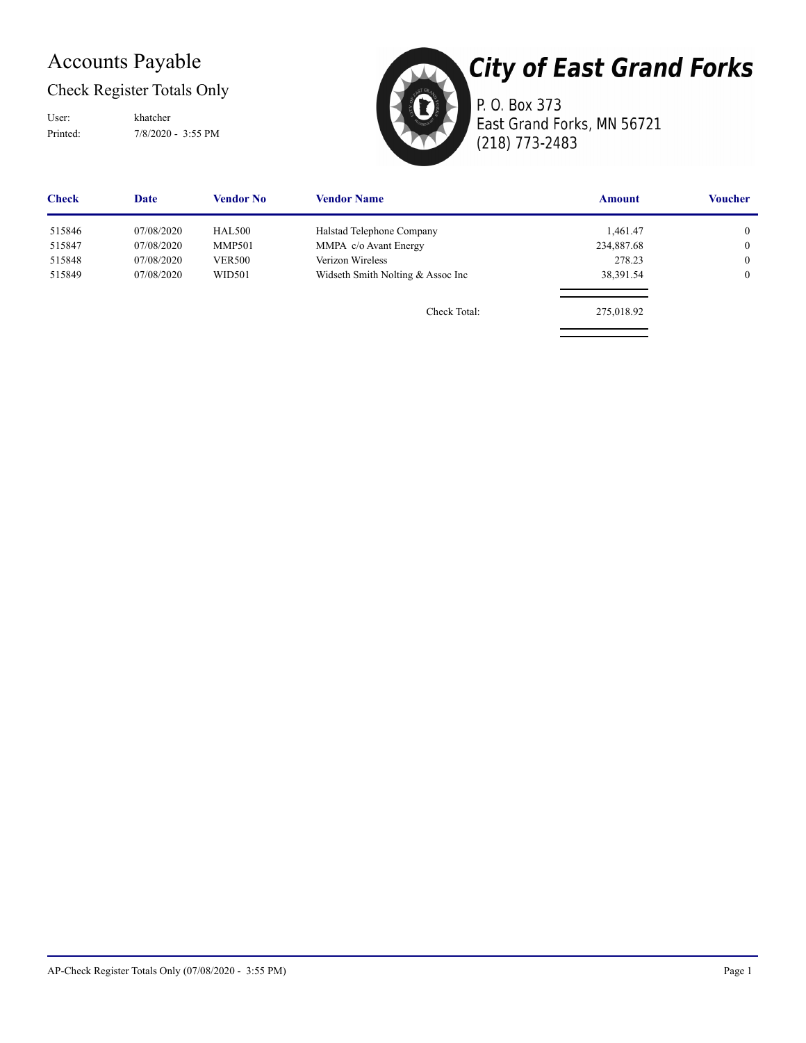# Accounts Payable

## Check Register Totals Only

User: khatcher

Printed: 7/8/2020 - 3:55 PM

**City of East Grand Forks**

P. O. Box 373
East Grand Forks, MN 56721
(218) 773-2483

| Check | Date | Vendor No | Vendor Name | Amount | Voucher |
|---|---|---|---|---|---|
| 515846 | 07/08/2020 | HAL500 | Halstad Telephone Company | 1,461.47 | 0 |
| 515847 | 07/08/2020 | MMP501 | MMPA c/o Avant Energy | 234,887.68 | 0 |
| 515848 | 07/08/2020 | VER500 | Verizon Wireless | 278.23 | 0 |
| 515849 | 07/08/2020 | WID501 | Widseth Smith Nolting & Assoc Inc | 38,391.54 | 0 |
| | | | Check Total: | 275,018.92 | |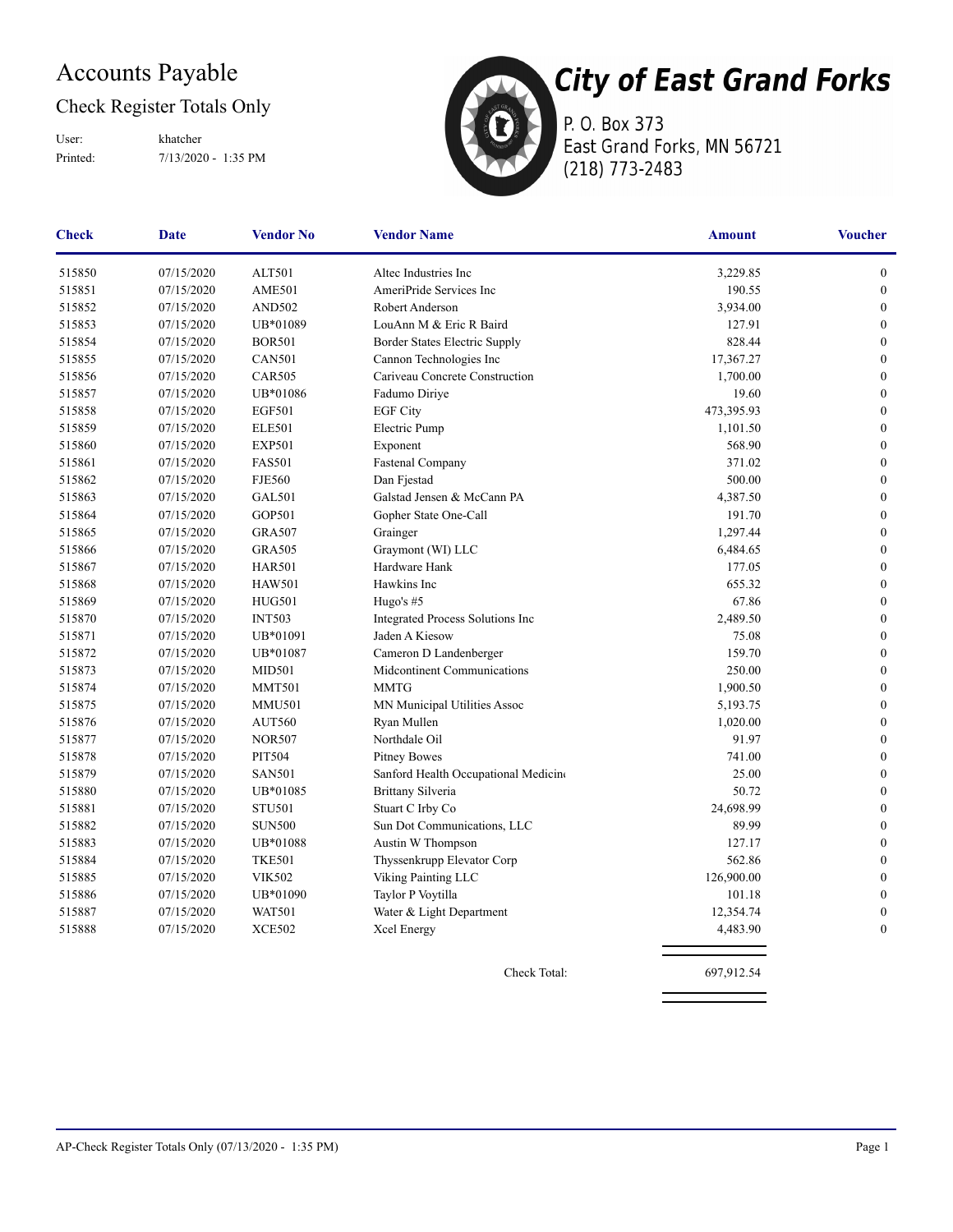# Accounts Payable

## Check Register Totals Only

User: khatcher
Printed: 7/13/2020 - 1:35 PM

**City of East Grand Forks**
P. O. Box 373
East Grand Forks, MN 56721
(218) 773-2483

| Check | Date | Vendor No | Vendor Name | Amount | Voucher |
|---|---|---|---|---|---|
| 515850 | 07/15/2020 | ALT501 | Altec Industries Inc | 3,229.85 | 0 |
| 515851 | 07/15/2020 | AME501 | AmeriPride Services Inc | 190.55 | 0 |
| 515852 | 07/15/2020 | AND502 | Robert Anderson | 3,934.00 | 0 |
| 515853 | 07/15/2020 | UB*01089 | LouAnn M & Eric R Baird | 127.91 | 0 |
| 515854 | 07/15/2020 | BOR501 | Border States Electric Supply | 828.44 | 0 |
| 515855 | 07/15/2020 | CAN501 | Cannon Technologies Inc | 17,367.27 | 0 |
| 515856 | 07/15/2020 | CAR505 | Cariveau Concrete Construction | 1,700.00 | 0 |
| 515857 | 07/15/2020 | UB*01086 | Fadumo Diriye | 19.60 | 0 |
| 515858 | 07/15/2020 | EGF501 | EGF City | 473,395.93 | 0 |
| 515859 | 07/15/2020 | ELE501 | Electric Pump | 1,101.50 | 0 |
| 515860 | 07/15/2020 | EXP501 | Exponent | 568.90 | 0 |
| 515861 | 07/15/2020 | FAS501 | Fastenal Company | 371.02 | 0 |
| 515862 | 07/15/2020 | FJE560 | Dan Fjestad | 500.00 | 0 |
| 515863 | 07/15/2020 | GAL501 | Galstad Jensen & McCann PA | 4,387.50 | 0 |
| 515864 | 07/15/2020 | GOP501 | Gopher State One-Call | 191.70 | 0 |
| 515865 | 07/15/2020 | GRA507 | Grainger | 1,297.44 | 0 |
| 515866 | 07/15/2020 | GRA505 | Graymont (WI) LLC | 6,484.65 | 0 |
| 515867 | 07/15/2020 | HAR501 | Hardware Hank | 177.05 | 0 |
| 515868 | 07/15/2020 | HAW501 | Hawkins Inc | 655.32 | 0 |
| 515869 | 07/15/2020 | HUG501 | Hugo's #5 | 67.86 | 0 |
| 515870 | 07/15/2020 | INT503 | Integrated Process Solutions Inc | 2,489.50 | 0 |
| 515871 | 07/15/2020 | UB*01091 | Jaden A Kiesow | 75.08 | 0 |
| 515872 | 07/15/2020 | UB*01087 | Cameron D Landenberger | 159.70 | 0 |
| 515873 | 07/15/2020 | MID501 | Midcontinent Communications | 250.00 | 0 |
| 515874 | 07/15/2020 | MMT501 | MMTG | 1,900.50 | 0 |
| 515875 | 07/15/2020 | MMU501 | MN Municipal Utilities Assoc | 5,193.75 | 0 |
| 515876 | 07/15/2020 | AUT560 | Ryan Mullen | 1,020.00 | 0 |
| 515877 | 07/15/2020 | NOR507 | Northdale Oil | 91.97 | 0 |
| 515878 | 07/15/2020 | PIT504 | Pitney Bowes | 741.00 | 0 |
| 515879 | 07/15/2020 | SAN501 | Sanford Health Occupational Medicine | 25.00 | 0 |
| 515880 | 07/15/2020 | UB*01085 | Brittany Silveria | 50.72 | 0 |
| 515881 | 07/15/2020 | STU501 | Stuart C Irby Co | 24,698.99 | 0 |
| 515882 | 07/15/2020 | SUN500 | Sun Dot Communications, LLC | 89.99 | 0 |
| 515883 | 07/15/2020 | UB*01088 | Austin W Thompson | 127.17 | 0 |
| 515884 | 07/15/2020 | TKE501 | Thyssenkrupp Elevator Corp | 562.86 | 0 |
| 515885 | 07/15/2020 | VIK502 | Viking Painting LLC | 126,900.00 | 0 |
| 515886 | 07/15/2020 | UB*01090 | Taylor P Voytilla | 101.18 | 0 |
| 515887 | 07/15/2020 | WAT501 | Water & Light Department | 12,354.74 | 0 |
| 515888 | 07/15/2020 | XCE502 | Xcel Energy | 4,483.90 | 0 |
| | | | Check Total: | 697,912.54 | |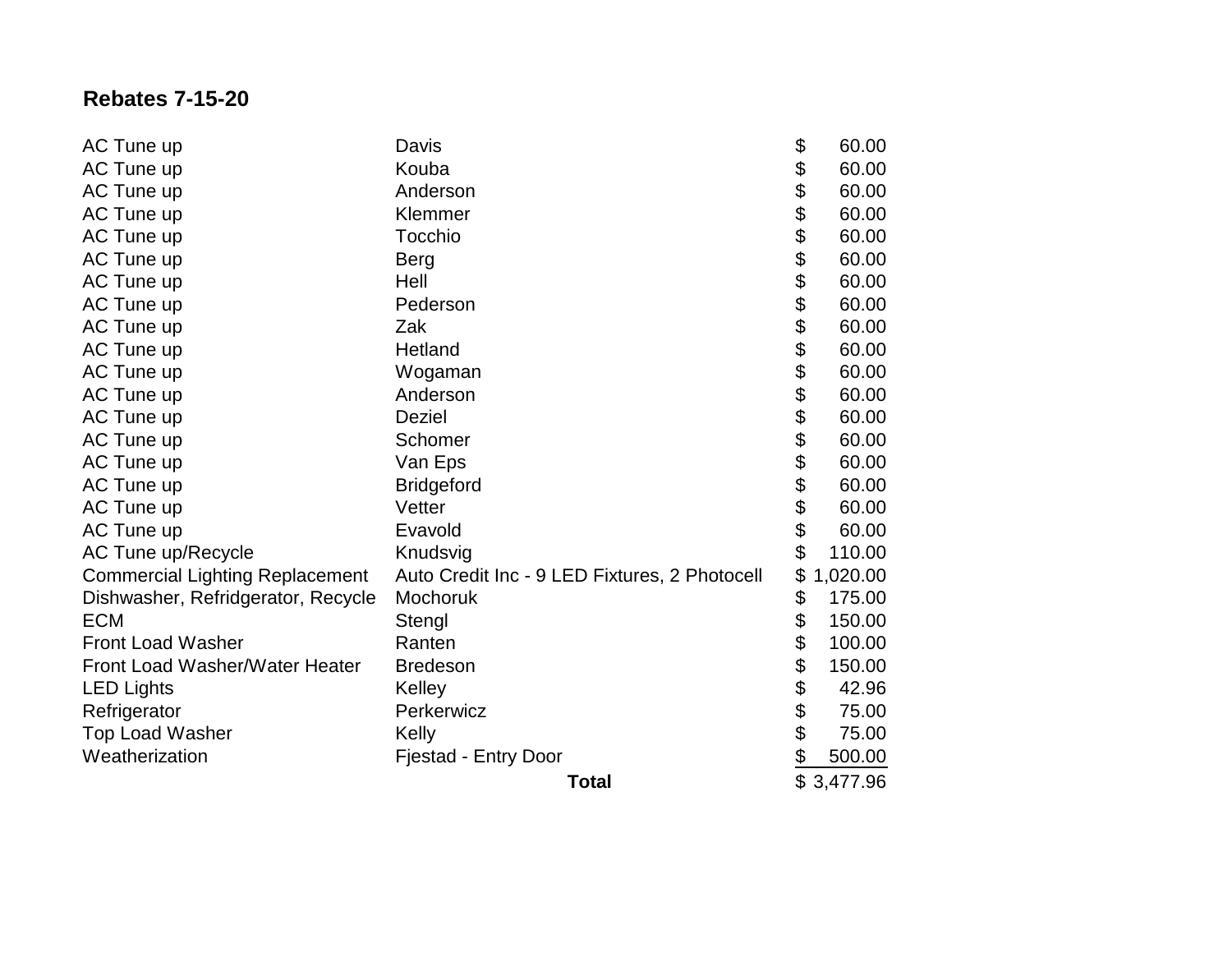**Rebates 7-15-20**

| | | |
|---|---|---|
| AC Tune up | Davis | $ 60.00 |
| AC Tune up | Kouba | $ 60.00 |
| AC Tune up | Anderson | $ 60.00 |
| AC Tune up | Klemmer | $ 60.00 |
| AC Tune up | Tocchio | $ 60.00 |
| AC Tune up | Berg | $ 60.00 |
| AC Tune up | Hell | $ 60.00 |
| AC Tune up | Pederson | $ 60.00 |
| AC Tune up | Zak | $ 60.00 |
| AC Tune up | Hetland | $ 60.00 |
| AC Tune up | Wogaman | $ 60.00 |
| AC Tune up | Anderson | $ 60.00 |
| AC Tune up | Deziel | $ 60.00 |
| AC Tune up | Schomer | $ 60.00 |
| AC Tune up | Van Eps | $ 60.00 |
| AC Tune up | Bridgeford | $ 60.00 |
| AC Tune up | Vetter | $ 60.00 |
| AC Tune up | Evavold | $ 60.00 |
| AC Tune up/Recycle | Knudsvig | $ 110.00 |
| Commercial Lighting Replacement | Auto Credit Inc - 9 LED Fixtures, 2 Photocell | $ 1,020.00 |
| Dishwasher, Refridgerator, Recycle | Mochoruk | $ 175.00 |
| ECM | Stengl | $ 150.00 |
| Front Load Washer | Ranten | $ 100.00 |
| Front Load Washer/Water Heater | Bredeson | $ 150.00 |
| LED Lights | Kelley | $ 42.96 |
| Refrigerator | Perkerwicz | $ 75.00 |
| Top Load Washer | Kelly | $ 75.00 |
| Weatherization | Fjestad - Entry Door | $ 500.00 |
| | **Total** | $ 3,477.96 |